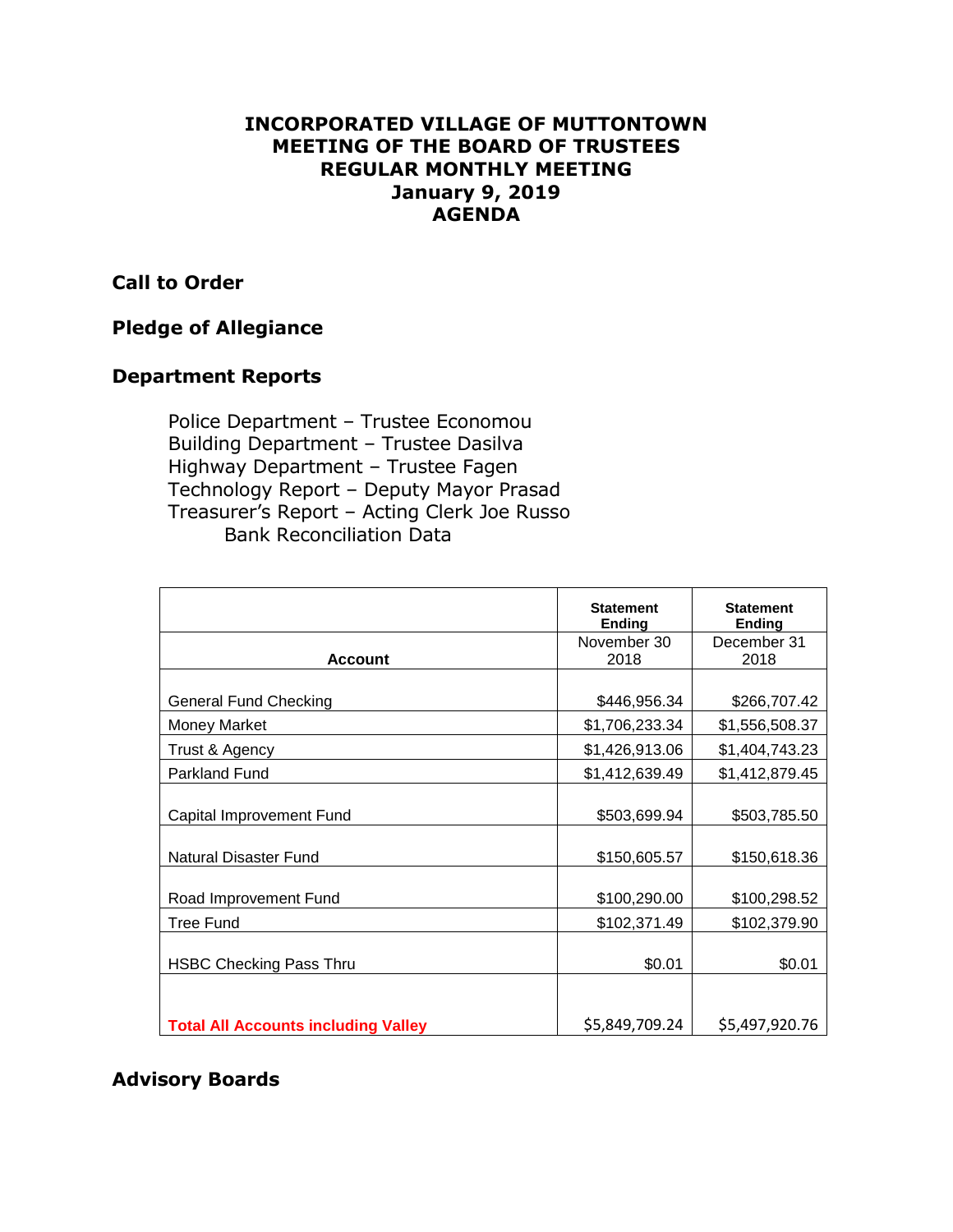# INCORPORATED VILLAGE OF MUTTONTOWN
# MEETING OF THE BOARD OF TRUSTEES
# REGULAR MONTHLY MEETING
# January 9, 2019
# AGENDA

## Call to Order

## Pledge of Allegiance

## Department Reports

Police Department – Trustee Economou
Building Department – Trustee Dasilva
Highway Department – Trustee Fagen
Technology Report – Deputy Mayor Prasad
Treasurer's Report – Acting Clerk Joe Russo
Bank Reconciliation Data

| Account | Statement Ending November 30 2018 | Statement Ending December 31 2018 |
|---|---|---|
| General Fund Checking | $446,956.34 | $266,707.42 |
| Money Market | $1,706,233.34 | $1,556,508.37 |
| Trust & Agency | $1,426,913.06 | $1,404,743.23 |
| Parkland Fund | $1,412,639.49 | $1,412,879.45 |
| Capital Improvement Fund | $503,699.94 | $503,785.50 |
| Natural Disaster Fund | $150,605.57 | $150,618.36 |
| Road Improvement Fund | $100,290.00 | $100,298.52 |
| Tree Fund | $102,371.49 | $102,379.90 |
| HSBC Checking Pass Thru | $0.01 | $0.01 |
| **Total All Accounts including Valley** | $5,849,709.24 | $5,497,920.76 |

## Advisory Boards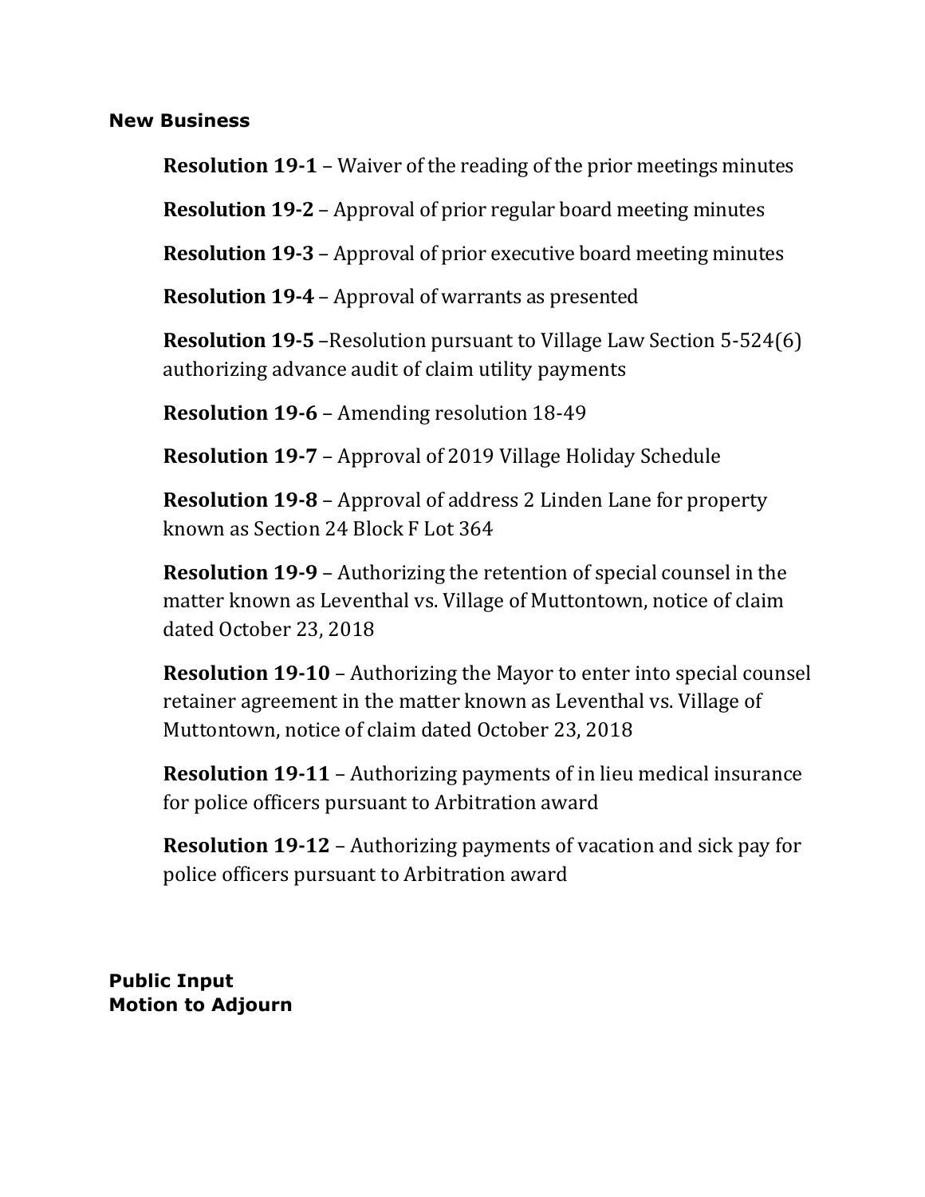## New Business

**Resolution 19-1** – Waiver of the reading of the prior meetings minutes

**Resolution 19-2** – Approval of prior regular board meeting minutes

**Resolution 19-3** – Approval of prior executive board meeting minutes

**Resolution 19-4** – Approval of warrants as presented

**Resolution 19-5** –Resolution pursuant to Village Law Section 5-524(6) authorizing advance audit of claim utility payments

**Resolution 19-6** – Amending resolution 18-49

**Resolution 19-7** – Approval of 2019 Village Holiday Schedule

**Resolution 19-8** – Approval of address 2 Linden Lane for property known as Section 24 Block F Lot 364

**Resolution 19-9** – Authorizing the retention of special counsel in the matter known as Leventhal vs. Village of Muttontown, notice of claim dated October 23, 2018

**Resolution 19-10** – Authorizing the Mayor to enter into special counsel retainer agreement in the matter known as Leventhal vs. Village of Muttontown, notice of claim dated October 23, 2018

**Resolution 19-11** – Authorizing payments of in lieu medical insurance for police officers pursuant to Arbitration award

**Resolution 19-12** – Authorizing payments of vacation and sick pay for police officers pursuant to Arbitration award

**Public Input**
**Motion to Adjourn**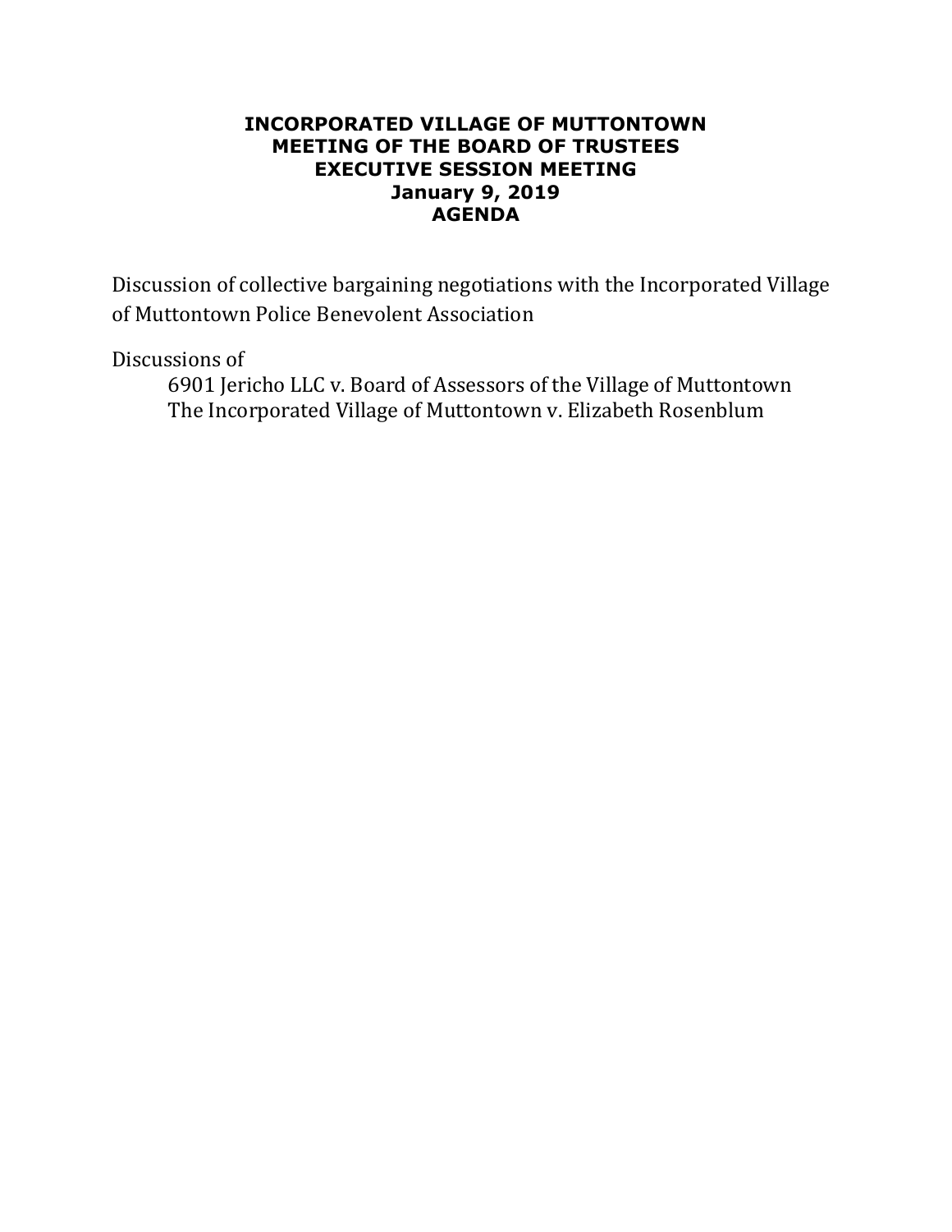# INCORPORATED VILLAGE OF MUTTONTOWN
## MEETING OF THE BOARD OF TRUSTEES
## EXECUTIVE SESSION MEETING
## January 9, 2019
## AGENDA

Discussion of collective bargaining negotiations with the Incorporated Village of Muttontown Police Benevolent Association

Discussions of

- 6901 Jericho LLC v. Board of Assessors of the Village of Muttontown
- The Incorporated Village of Muttontown v. Elizabeth Rosenblum